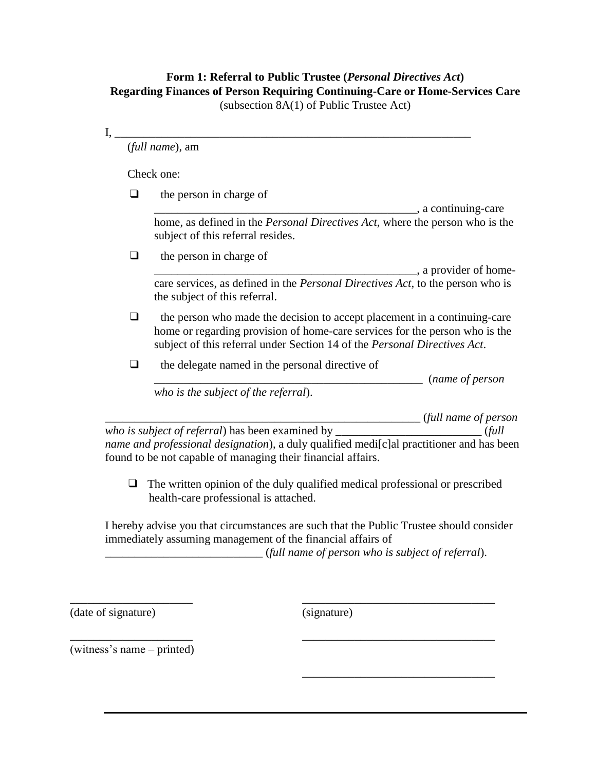**Form 1: Referral to Public Trustee (*Personal Directives Act*)**
**Regarding Finances of Person Requiring Continuing-Care or Home-Services Care**
(subsection 8A(1) of Public Trustee Act)

I, ______________________________________________________________
(*full name*), am

Check one:

- ❑ the person in charge of ______________________________________________, a continuing-care home, as defined in the *Personal Directives Act*, where the person who is the subject of this referral resides.
- ❑ the person in charge of ______________________________________________, a provider of home-care services, as defined in the *Personal Directives Act*, to the person who is the subject of this referral.
- ❑ the person who made the decision to accept placement in a continuing-care home or regarding provision of home-care services for the person who is the subject of this referral under Section 14 of the *Personal Directives Act*.
- ❑ the delegate named in the personal directive of ______________________________________________ (*name of person who is the subject of the referral*).

________________________________________________________ (*full name of person who is subject of referral*) has been examined by ________________________ (*full name and professional designation*), a duly qualified medi[c]al practitioner and has been found to be not capable of managing their financial affairs.

- ❑ The written opinion of the duly qualified medical professional or prescribed health-care professional is attached.

I hereby advise you that circumstances are such that the Public Trustee should consider immediately assuming management of the financial affairs of
__________________________ (*full name of person who is subject of referral*).

_____________________ (date of signature)

_________________________________ (signature)

_____________________ (witness's name – printed)

_________________________________

_________________________________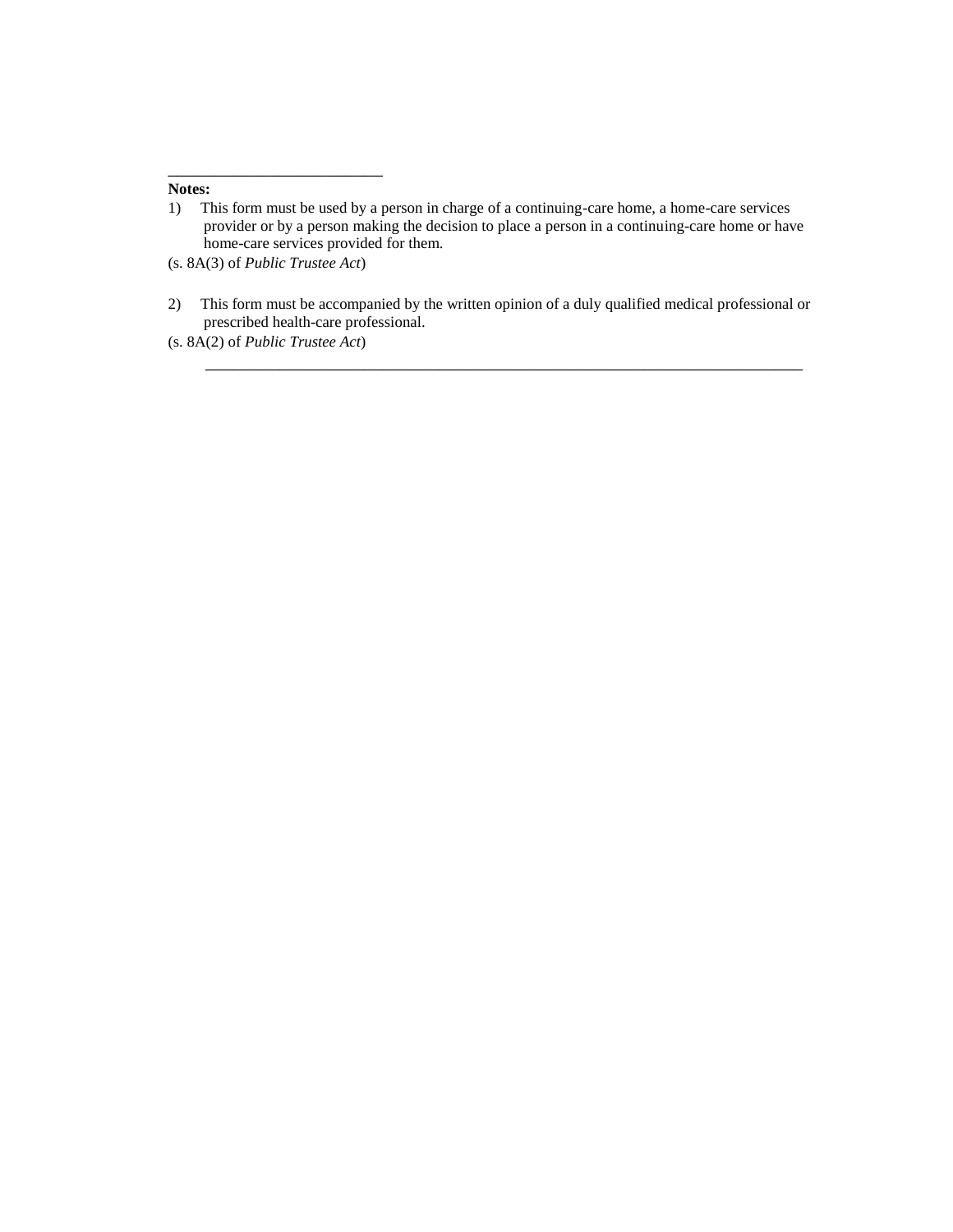**Notes:**

1) This form must be used by a person in charge of a continuing-care home, a home-care services provider or by a person making the decision to place a person in a continuing-care home or have home-care services provided for them.

(s. 8A(3) of *Public Trustee Act*)

2) This form must be accompanied by the written opinion of a duly qualified medical professional or prescribed health-care professional.

(s. 8A(2) of *Public Trustee Act*)